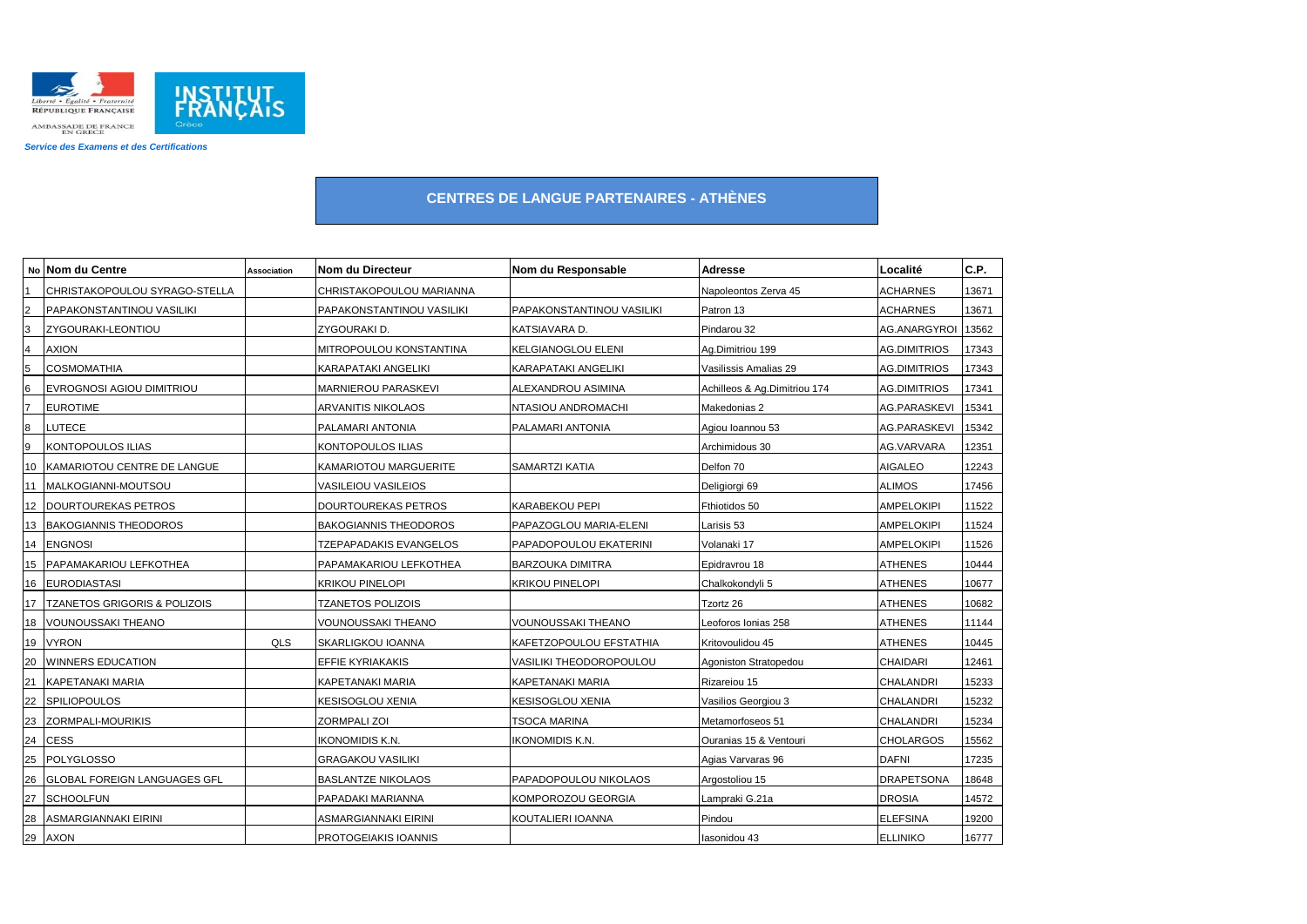Service des Examens et des Certifications

# CENTRES DE LANGUE PARTENAIRES - ATHÈNES

| No | Nom du Centre | Association | Nom du Directeur | Nom du Responsable | Adresse | Localité | C.P. |
|---|---|---|---|---|---|---|---|
| 1 | CHRISTAKOPOULOU SYRAGO-STELLA | | CHRISTAKOPOULOU MARIANNA | | Napoleontos Zerva 45 | ACHARNES | 13671 |
| 2 | PAPAKONSTANTINOU VASILIKI | | PAPAKONSTANTINOU VASILIKI | PAPAKONSTANTINOU VASILIKI | Patron 13 | ACHARNES | 13671 |
| 3 | ZYGOURAKI-LEONTIOU | | ZYGOURAKI D. | KATSIAVARA D. | Pindarou 32 | AG.ANARGYROI | 13562 |
| 4 | AXION | | MITROPOULOU KONSTANTINA | KELGIANOGLOU ELENI | Ag.Dimitriou 199 | AG.DIMITRIOS | 17343 |
| 5 | COSMOMATHIA | | KARAPATAKI ANGELIKI | KARAPATAKI ANGELIKI | Vasilissis Amalias 29 | AG.DIMITRIOS | 17343 |
| 6 | EVROGNOSI AGIOU DIMITRIOU | | MARNIEROU PARASKEVI | ALEXANDROU ASIMINA | Achilleos & Ag.Dimitriou 174 | AG.DIMITRIOS | 17341 |
| 7 | EUROTIME | | ARVANITIS NIKOLAOS | NTASIOU ANDROMACHI | Makedonias 2 | AG.PARASKEVI | 15341 |
| 8 | LUTECE | | PALAMARI ANTONIA | PALAMARI ANTONIA | Agiou Ioannou 53 | AG.PARASKEVI | 15342 |
| 9 | KONTOPOULOS ILIAS | | KONTOPOULOS ILIAS | | Archimidous 30 | AG.VARVARA | 12351 |
| 10 | KAMARIOTOU CENTRE DE LANGUE | | KAMARIOTOU MARGUERITE | SAMARTZI KATIA | Delfon 70 | AIGALEO | 12243 |
| 11 | MALKOGIANNI-MOUTSOU | | VASILEIOU VASILEIOS | | Deligiorgi 69 | ALIMOS | 17456 |
| 12 | DOURTOUREKAS PETROS | | DOURTOUREKAS PETROS | KARABEKOU PEPI | Fthiotidos 50 | AMPELOKIPI | 11522 |
| 13 | BAKOGIANNIS THEODOROS | | BAKOGIANNIS THEODOROS | PAPAZOGLOU MARIA-ELENI | Larisis 53 | AMPELOKIPI | 11524 |
| 14 | ENGNOSI | | TZEPAPADAKIS EVANGELOS | PAPADOPOULOU EKATERINI | Volanaki 17 | AMPELOKIPI | 11526 |
| 15 | PAPAMAKARIOU LEFKOTHEA | | PAPAMAKARIOU LEFKOTHEA | BARZOUKA DIMITRA | Epidravrou 18 | ATHENES | 10444 |
| 16 | EURODIASTASI | | KRIKOU PINELOPI | KRIKOU PINELOPI | Chalkokondyli 5 | ATHENES | 10677 |
| 17 | TZANETOS GRIGORIS & POLIZOIS | | TZANETOS POLIZOIS | | Tzortz 26 | ATHENES | 10682 |
| 18 | VOUNOUSSAKI THEANO | | VOUNOUSSAKI THEANO | VOUNOUSSAKI THEANO | Leoforos Ionias 258 | ATHENES | 11144 |
| 19 | VYRON | QLS | SKARLIGKOU IOANNA | KAFETZOPOULOU EFSTATHIA | Kritovoulidou 45 | ATHENES | 10445 |
| 20 | WINNERS EDUCATION | | EFFIE KYRIAKAKIS | VASILIKI THEODOROPOULOU | Agoniston Stratopedou | CHAIDARI | 12461 |
| 21 | KAPETANAKI MARIA | | KAPETANAKI MARIA | KAPETANAKI MARIA | Rizareiou 15 | CHALANDRI | 15233 |
| 22 | SPILIOPOULOS | | KESISOGLOU XENIA | KESISOGLOU XENIA | Vasilios Georgiou 3 | CHALANDRI | 15232 |
| 23 | ZORMPALI-MOURIKIS | | ZORMPALI ZOI | TSOCA MARINA | Metamorfoseos 51 | CHALANDRI | 15234 |
| 24 | CESS | | IKONOMIDIS K.N. | IKONOMIDIS K.N. | Ouranias 15 & Ventouri | CHOLARGOS | 15562 |
| 25 | POLYGLOSSO | | GRAGAKOU VASILIKI | | Agias Varvaras 96 | DAFNI | 17235 |
| 26 | GLOBAL FOREIGN LANGUAGES GFL | | BASLANTZE NIKOLAOS | PAPADOPOULOU NIKOLAOS | Argostoliou 15 | DRAPETSONA | 18648 |
| 27 | SCHOOLFUN | | PAPADAKI MARIANNA | KOMPOROZOU GEORGIA | Lampraki G.21a | DROSIA | 14572 |
| 28 | ASMARGIANNAKI EIRINI | | ASMARGIANNAKI EIRINI | KOUTALIERI IOANNA | Pindou | ELEFSINA | 19200 |
| 29 | AXON | | PROTOGEIAKIS IOANNIS | | Iasonidou 43 | ELLINIKO | 16777 |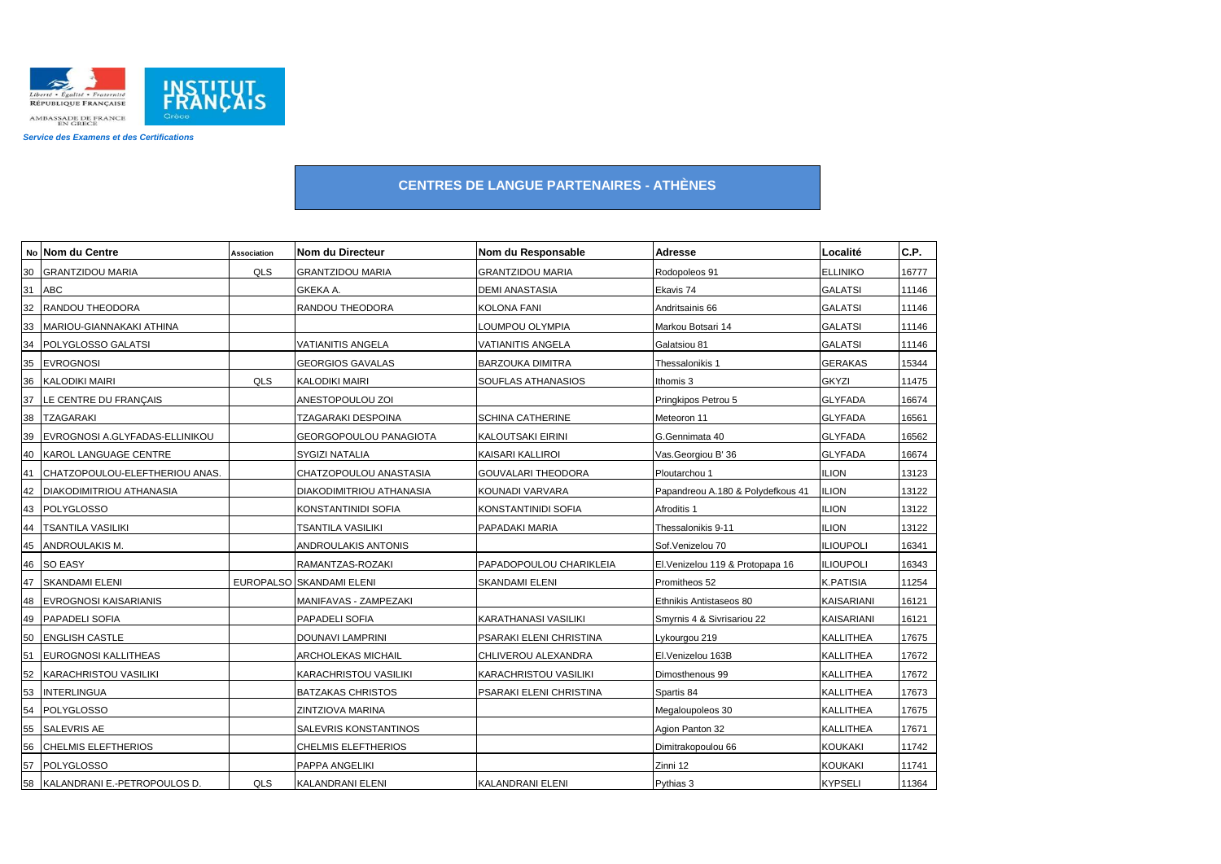Liberté • Égalité • Fraternité
RÉPUBLIQUE FRANÇAISE
AMBASSADE DE FRANCE EN GRÈCE

INSTITUT FRANÇAIS Grèce

*Service des Examens et des Certifications*

## CENTRES DE LANGUE PARTENAIRES - ATHÈNES

| No | Nom du Centre | Association | Nom du Directeur | Nom du Responsable | Adresse | Localité | C.P. |
|---|---|---|---|---|---|---|---|
| 30 | GRANTZIDOU MARIA | QLS | GRANTZIDOU MARIA | GRANTZIDOU MARIA | Rodopoleos 91 | ELLINIKO | 16777 |
| 31 | ABC | | GKEKA A. | DEMI ANASTASIA | Ekavis 74 | GALATSI | 11146 |
| 32 | RANDOU THEODORA | | RANDOU THEODORA | KOLONA FANI | Andritsainis 66 | GALATSI | 11146 |
| 33 | MARIOU-GIANNAKAKI ATHINA | | | LOUMPOU OLYMPIA | Markou Botsari 14 | GALATSI | 11146 |
| 34 | POLYGLOSSO GALATSI | | VATIANITIS ANGELA | VATIANITIS ANGELA | Galatsiou 81 | GALATSI | 11146 |
| 35 | EVROGNOSI | | GEORGIOS GAVALAS | BARZOUKA DIMITRA | Thessalonikis 1 | GERAKAS | 15344 |
| 36 | KALODIKI MAIRI | QLS | KALODIKI MAIRI | SOUFLAS ATHANASIOS | Ithomis 3 | GKYZI | 11475 |
| 37 | LE CENTRE DU FRANÇAIS | | ANESTOPOULOU ZOI | | Pringkipos Petrou 5 | GLYFADA | 16674 |
| 38 | TZAGARAKI | | TZAGARAKI DESPOINA | SCHINA CATHERINE | Meteoron 11 | GLYFADA | 16561 |
| 39 | EVROGNOSI A.GLYFADAS-ELLINIKOU | | GEORGOPOULOU PANAGIOTA | KALOUTSAKI EIRINI | G.Gennimata 40 | GLYFADA | 16562 |
| 40 | KAROL LANGUAGE CENTRE | | SYGIZI NATALIA | KAISARI KALLIROI | Vas.Georgiou B' 36 | GLYFADA | 16674 |
| 41 | CHATZOPOULOU-ELEFTHERIOU ANAS. | | CHATZOPOULOU ANASTASIA | GOUVALARI THEODORA | Ploutarchou 1 | ILION | 13123 |
| 42 | DIAKODIMITRIOU ATHANASIA | | DIAKODIMITRIOU ATHANASIA | KOUNADI VARVARA | Papandreou A.180 & Polydefkous 41 | ILION | 13122 |
| 43 | POLYGLOSSO | | KONSTANTINIDI SOFIA | KONSTANTINIDI SOFIA | Afroditis 1 | ILION | 13122 |
| 44 | TSANTILA VASILIKI | | TSANTILA VASILIKI | PAPADAKI MARIA | Thessalonikis 9-11 | ILION | 13122 |
| 45 | ANDROULAKIS M. | | ANDROULAKIS ANTONIS | | Sof.Venizelou 70 | ILIOUPOLI | 16341 |
| 46 | SO EASY | | RAMANTZAS-ROZAKI | PAPADOPOULOU CHARIKLEIA | El.Venizelou 119 & Protopapa 16 | ILIOUPOLI | 16343 |
| 47 | SKANDAMI ELENI | EUROPALSO | SKANDAMI ELENI | SKANDAMI ELENI | Promitheos 52 | K.PATISIA | 11254 |
| 48 | EVROGNOSI KAISARIANIS | | MANIFAVAS - ZAMPEZAKI | | Ethnikis Antistaseos 80 | KAISARIANI | 16121 |
| 49 | PAPADELI SOFIA | | PAPADELI SOFIA | KARATHANASI VASILIKI | Smyrnis 4 & Sivrisariou 22 | KAISARIANI | 16121 |
| 50 | ENGLISH CASTLE | | DOUNAVI LAMPRINI | PSARAKI ELENI CHRISTINA | Lykourgou 219 | KALLITHEA | 17675 |
| 51 | EUROGNOSI KALLITHEAS | | ARCHOLEKAS MICHAIL | CHLIVEROU ALEXANDRA | El.Venizelou 163B | KALLITHEA | 17672 |
| 52 | KARACHRISTOU VASILIKI | | KARACHRISTOU VASILIKI | KARACHRISTOU VASILIKI | Dimosthenous 99 | KALLITHEA | 17672 |
| 53 | INTERLINGUA | | BATZAKAS CHRISTOS | PSARAKI ELENI CHRISTINA | Spartis 84 | KALLITHEA | 17673 |
| 54 | POLYGLOSSO | | ZINTZIOVA MARINA | | Megaloupoleos 30 | KALLITHEA | 17675 |
| 55 | SALEVRIS AE | | SALEVRIS KONSTANTINOS | | Agion Panton 32 | KALLITHEA | 17671 |
| 56 | CHELMIS ELEFTHERIOS | | CHELMIS ELEFTHERIOS | | Dimitrakopoulou 66 | KOUKAKI | 11742 |
| 57 | POLYGLOSSO | | PAPPA ANGELIKI | | Zinni 12 | KOUKAKI | 11741 |
| 58 | KALANDRANI E.-PETROPOULOS D. | QLS | KALANDRANI ELENI | KALANDRANI ELENI | Pythias 3 | KYPSELI | 11364 |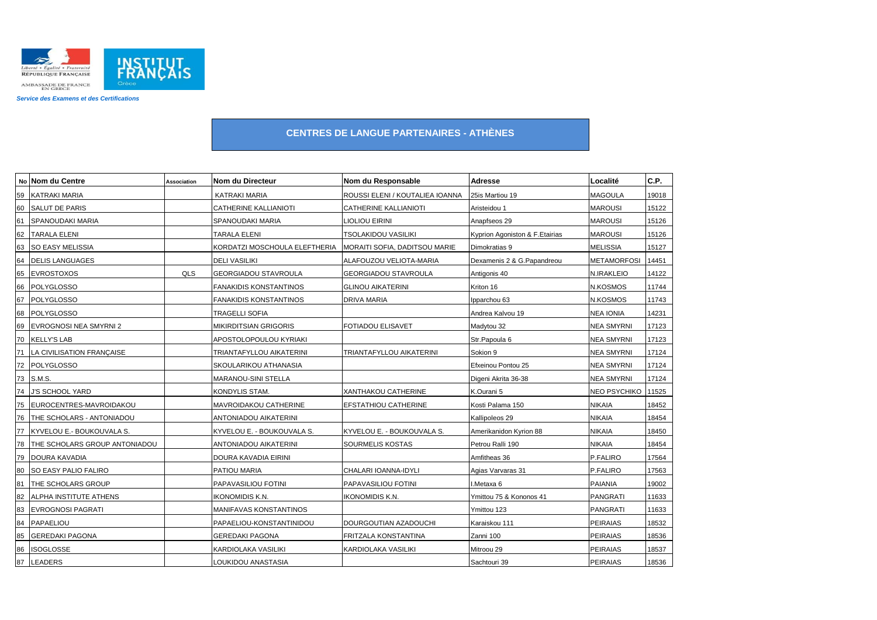*Service des Examens et des Certifications*

## CENTRES DE LANGUE PARTENAIRES - ATHÈNES

| No | Nom du Centre | Association | Nom du Directeur | Nom du Responsable | Adresse | Localité | C.P. |
|---|---|---|---|---|---|---|---|
| 59 | KATRAKI MARIA | | KATRAKI MARIA | ROUSSI ELENI / KOUTALIEA IOANNA | 25is Martiou 19 | MAGOULA | 19018 |
| 60 | SALUT DE PARIS | | CATHERINE KALLIANIOTI | CATHERINE KALLIANIOTI | Aristeidou 1 | MAROUSI | 15122 |
| 61 | SPANOUDAKI MARIA | | SPANOUDAKI MARIA | LIOLIOU EIRINI | Anapfseos 29 | MAROUSI | 15126 |
| 62 | TARALA ELENI | | TARALA ELENI | TSOLAKIDOU VASILIKI | Kyprion Agoniston & F.Etairias | MAROUSI | 15126 |
| 63 | SO EASY MELISSIA | | KORDATZI MOSCHOULA ELEFTHERIA | MORAITI SOFIA, DADITSOU MARIE | Dimokratias 9 | MELISSIA | 15127 |
| 64 | DELIS LANGUAGES | | DELI VASILIKI | ALAFOUZOU VELIOTA-MARIA | Dexamenis 2 & G.Papandreou | METAMORFOSI | 14451 |
| 65 | EVROSTOXOS | QLS | GEORGIADOU STAVROULA | GEORGIADOU STAVROULA | Antigonis 40 | N.IRAKLEIO | 14122 |
| 66 | POLYGLOSSO | | FANAKIDIS KONSTANTINOS | GLINOU AIKATERINI | Kriton 16 | N.KOSMOS | 11744 |
| 67 | POLYGLOSSO | | FANAKIDIS KONSTANTINOS | DRIVA MARIA | Ipparchou 63 | N.KOSMOS | 11743 |
| 68 | POLYGLOSSO | | TRAGELLI SOFIA | | Andrea Kalvou 19 | NEA IONIA | 14231 |
| 69 | EVROGNOSI NEA SMYRNI 2 | | MIKIRDITSIAN GRIGORIS | FOTIADOU ELISAVET | Madytou 32 | NEA SMYRNI | 17123 |
| 70 | KELLY'S LAB | | APOSTOLOPOULOU KYRIAKI | | Str.Papoula 6 | NEA SMYRNI | 17123 |
| 71 | LA CIVILISATION FRANÇAISE | | TRIANTAFYLLOU AIKATERINI | TRIANTAFYLLOU AIKATERINI | Sokion 9 | NEA SMYRNI | 17124 |
| 72 | POLYGLOSSO | | SKOULARIKOU ATHANASIA | | Efxeinou Pontou 25 | NEA SMYRNI | 17124 |
| 73 | S.M.S. | | MARANOU-SINI STELLA | | Digeni Akrita 36-38 | NEA SMYRNI | 17124 |
| 74 | J'S SCHOOL YARD | | KONDYLIS STAM. | XANTHAKOU CATHERINE | K.Ourani 5 | NEO PSYCHIKO | 11525 |
| 75 | EUROCENTRES-MAVROIDAKOU | | MAVROIDAKOU CATHERINE | EFSTATHIOU CATHERINE | Kosti Palama 150 | NIKAIA | 18452 |
| 76 | THE SCHOLARS - ANTONIADOU | | ANTONIADOU AIKATERINI | | Kallipoleos 29 | NIKAIA | 18454 |
| 77 | KYVELOU E.- BOUKOUVALA S. | | KYVELOU E. - BOUKOUVALA S. | KYVELOU E. - BOUKOUVALA S. | Amerikanidon Kyrion 88 | NIKAIA | 18450 |
| 78 | THE SCHOLARS GROUP ANTONIADOU | | ANTONIADOU AIKATERINI | SOURMELIS KOSTAS | Petrou Ralli 190 | NIKAIA | 18454 |
| 79 | DOURA KAVADIA | | DOURA KAVADIA EIRINI | | Amfitheas 36 | P.FALIRO | 17564 |
| 80 | SO EASY PALIO FALIRO | | PATIOU MARIA | CHALARI IOANNA-IDYLI | Agias Varvaras 31 | P.FALIRO | 17563 |
| 81 | THE SCHOLARS GROUP | | PAPAVASILIOU FOTINI | PAPAVASILIOU FOTINI | I.Metaxa 6 | PAIANIA | 19002 |
| 82 | ALPHA INSTITUTE ATHENS | | IKONOMIDIS K.N. | IKONOMIDIS K.N. | Ymittou 75 & Kononos 41 | PANGRATI | 11633 |
| 83 | EVROGNOSI PAGRATI | | MANIFAVAS KONSTANTINOS | | Ymittou 123 | PANGRATI | 11633 |
| 84 | PAPAELIOU | | PAPAELIOU-KONSTANTINIDOU | DOURGOUTIAN AZADOUCHI | Karaiskou 111 | PEIRAIAS | 18532 |
| 85 | GEREDAKI PAGONA | | GEREDAKI PAGONA | FRITZALA KONSTANTINA | Zanni 100 | PEIRAIAS | 18536 |
| 86 | ISOGLOSSE | | KARDIOLAKA VASILIKI | KARDIOLAKA VASILIKI | Mitroou 29 | PEIRAIAS | 18537 |
| 87 | LEADERS | | LOUKIDOU ANASTASIA | | Sachtouri 39 | PEIRAIAS | 18536 |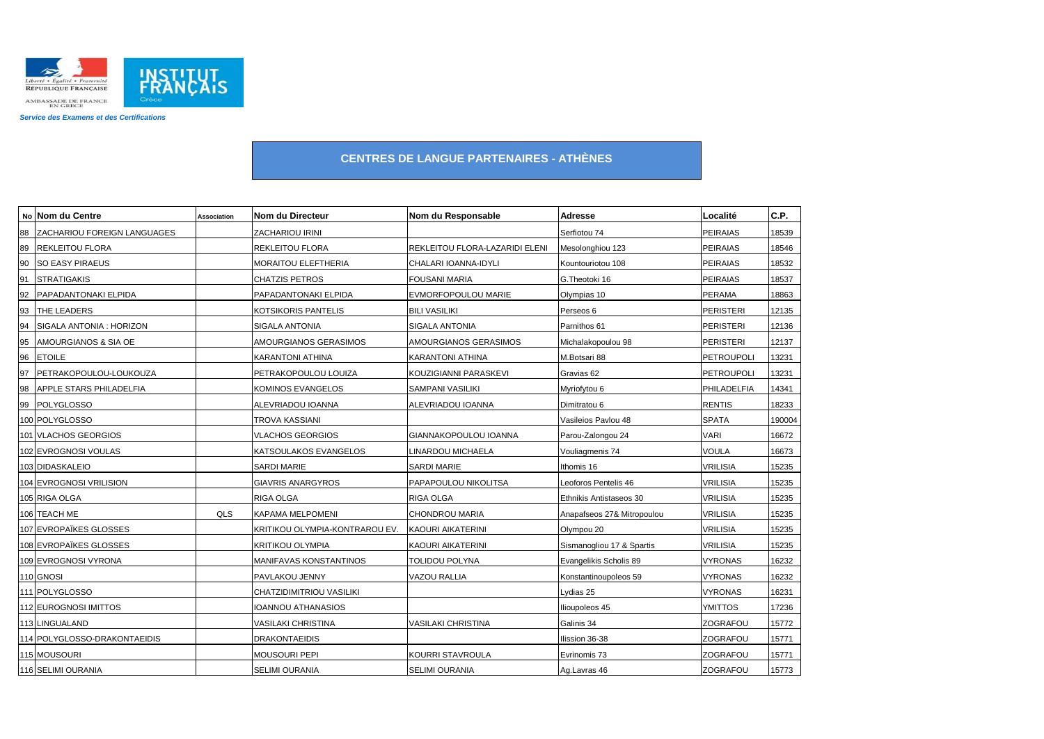Service des Examens et des Certifications

## CENTRES DE LANGUE PARTENAIRES - ATHÈNES

| No | Nom du Centre | Association | Nom du Directeur | Nom du Responsable | Adresse | Localité | C.P. |
|---|---|---|---|---|---|---|---|
| 88 | ZACHARIOU FOREIGN LANGUAGES | | ZACHARIOU IRINI | | Serfiotou 74 | PEIRAIAS | 18539 |
| 89 | REKLEITOU FLORA | | REKLEITOU FLORA | REKLEITOU FLORA-LAZARIDI ELENI | Mesolonghiou 123 | PEIRAIAS | 18546 |
| 90 | SO EASY PIRAEUS | | MORAITOU ELEFTHERIA | CHALARI IOANNA-IDYLI | Kountouriotou 108 | PEIRAIAS | 18532 |
| 91 | STRATIGAKIS | | CHATZIS PETROS | FOUSANI MARIA | G.Theotoki 16 | PEIRAIAS | 18537 |
| 92 | PAPADANTONAKI ELPIDA | | PAPADANTONAKI ELPIDA | EVMORFOPOULOU MARIE | Olympias 10 | PERAMA | 18863 |
| 93 | THE LEADERS | | KOTSIKORIS PANTELIS | BILI VASILIKI | Perseos 6 | PERISTERI | 12135 |
| 94 | SIGALA ANTONIA : HORIZON | | SIGALA ANTONIA | SIGALA ANTONIA | Parnithos 61 | PERISTERI | 12136 |
| 95 | AMOURGIANOS & SIA OE | | AMOURGIANOS GERASIMOS | AMOURGIANOS GERASIMOS | Michalakopoulou 98 | PERISTERI | 12137 |
| 96 | ETOILE | | KARANTONI ATHINA | KARANTONI ATHINA | M.Botsari 88 | PETROUPOLI | 13231 |
| 97 | PETRAKOPOULOU-LOUKOUZA | | PETRAKOPOULOU LOUIZA | KOUZIGIANNI PARASKEVI | Gravias 62 | PETROUPOLI | 13231 |
| 98 | APPLE STARS PHILADELFIA | | KOMINOS EVANGELOS | SAMPANI VASILIKI | Myriofytou 6 | PHILADELFIA | 14341 |
| 99 | POLYGLOSSO | | ALEVRIADOU IOANNA | ALEVRIADOU IOANNA | Dimitratou 6 | RENTIS | 18233 |
| 100 | POLYGLOSSO | | TROVA KASSIANI | | Vasileios Pavlou 48 | SPATA | 190004 |
| 101 | VLACHOS GEORGIOS | | VLACHOS GEORGIOS | GIANNAKOPOULOU IOANNA | Parou-Zalongou 24 | VARI | 16672 |
| 102 | EVROGNOSI VOULAS | | KATSOULAKOS EVANGELOS | LINARDOU MICHAELA | Vouliagmenis 74 | VOULA | 16673 |
| 103 | DIDASKALEIO | | SARDI MARIE | SARDI MARIE | Ithomis 16 | VRILISIA | 15235 |
| 104 | EVROGNOSI VRILISION | | GIAVRIS ANARGYROS | PAPAPOULOU NIKOLITSA | Leoforos Pentelis 46 | VRILISIA | 15235 |
| 105 | RIGA OLGA | | RIGA OLGA | RIGA OLGA | Ethnikis Antistaseos 30 | VRILISIA | 15235 |
| 106 | TEACH ME | QLS | KAPAMA MELPOMENI | CHONDROU MARIA | Anapafseos 27& Mitropoulou | VRILISIA | 15235 |
| 107 | EVROPAÏKES GLOSSES | | KRITIKOU OLYMPIA-KONTRAROU EV. | KAOURI AIKATERINI | Olympou 20 | VRILISIA | 15235 |
| 108 | EVROPAÏKES GLOSSES | | KRITIKOU OLYMPIA | KAOURI AIKATERINI | Sismanogliou 17 & Spartis | VRILISIA | 15235 |
| 109 | EVROGNOSI VYRONA | | MANIFAVAS KONSTANTINOS | TOLIDOU POLYNA | Evangelikis Scholis 89 | VYRONAS | 16232 |
| 110 | GNOSI | | PAVLAKOU JENNY | VAZOU RALLIA | Konstantinoupoleos 59 | VYRONAS | 16232 |
| 111 | POLYGLOSSO | | CHATZIDIMITRIOU VASILIKI | | Lydias 25 | VYRONAS | 16231 |
| 112 | EUROGNOSI IMITTOS | | IOANNOU ATHANASIOS | | Ilioupoleos 45 | YMITTOS | 17236 |
| 113 | LINGUALAND | | VASILAKI CHRISTINA | VASILAKI CHRISTINA | Galinis 34 | ZOGRAFOU | 15772 |
| 114 | POLYGLOSSO-DRAKONTAEIDIS | | DRAKONTAEIDIS | | Ilission 36-38 | ZOGRAFOU | 15771 |
| 115 | MOUSOURI | | MOUSOURI PEPI | KOURRI STAVROULA | Evrinomis 73 | ZOGRAFOU | 15771 |
| 116 | SELIMI OURANIA | | SELIMI OURANIA | SELIMI OURANIA | Ag.Lavras 46 | ZOGRAFOU | 15773 |